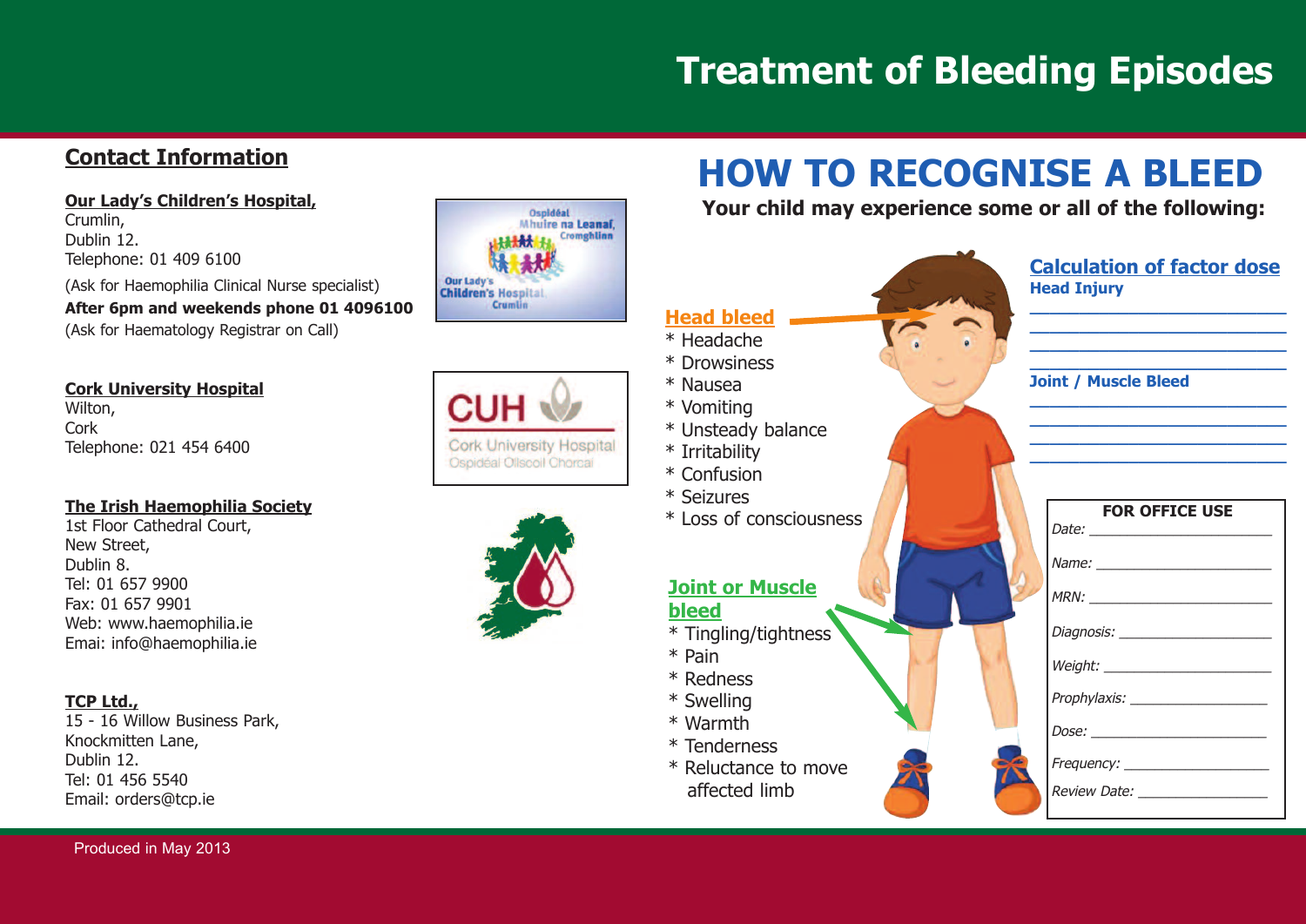# Treatment of Bleeding Episodes

## Contact Information

**Our Lady's Children's Hospital,**
Crumlin,
Dublin 12.
Telephone: 01 409 6100
(Ask for Haemophilia Clinical Nurse specialist)
**After 6pm and weekends phone 01 4096100**
(Ask for Haematology Registrar on Call)

**Cork University Hospital**
Wilton,
Cork
Telephone: 021 454 6400

**The Irish Haemophilia Society**
1st Floor Cathedral Court,
New Street,
Dublin 8.
Tel: 01 657 9900
Fax: 01 657 9901
Web: www.haemophilia.ie
Emai: info@haemophilia.ie

**TCP Ltd.,**
15 - 16 Willow Business Park,
Knockmitten Lane,
Dublin 12.
Tel: 01 456 5540
Email: orders@tcp.ie

Produced in May 2013

## HOW TO RECOGNISE A BLEED

**Your child may experience some or all of the following:**

### Head bleed

* Headache
* Drowsiness
* Nausea
* Vomiting
* Unsteady balance
* Irritability
* Confusion
* Seizures
* Loss of consciousness

### Joint or Muscle bleed

* Tingling/tightness
* Pain
* Redness
* Swelling
* Warmth
* Tenderness
* Reluctance to move affected limb

### Calculation of factor dose

**Head Injury**

______________________________
______________________________
______________________________
______________________________

**Joint / Muscle Bleed**

______________________________
______________________________
______________________________
______________________________

**FOR OFFICE USE**

*Date:* ____________________

*Name:* ____________________

*MRN:* ____________________

*Diagnosis:* ____________________

*Weight:* ____________________

*Prophylaxis:* ____________________

*Dose:* ____________________

*Frequency:* ____________________

*Review Date:* ____________________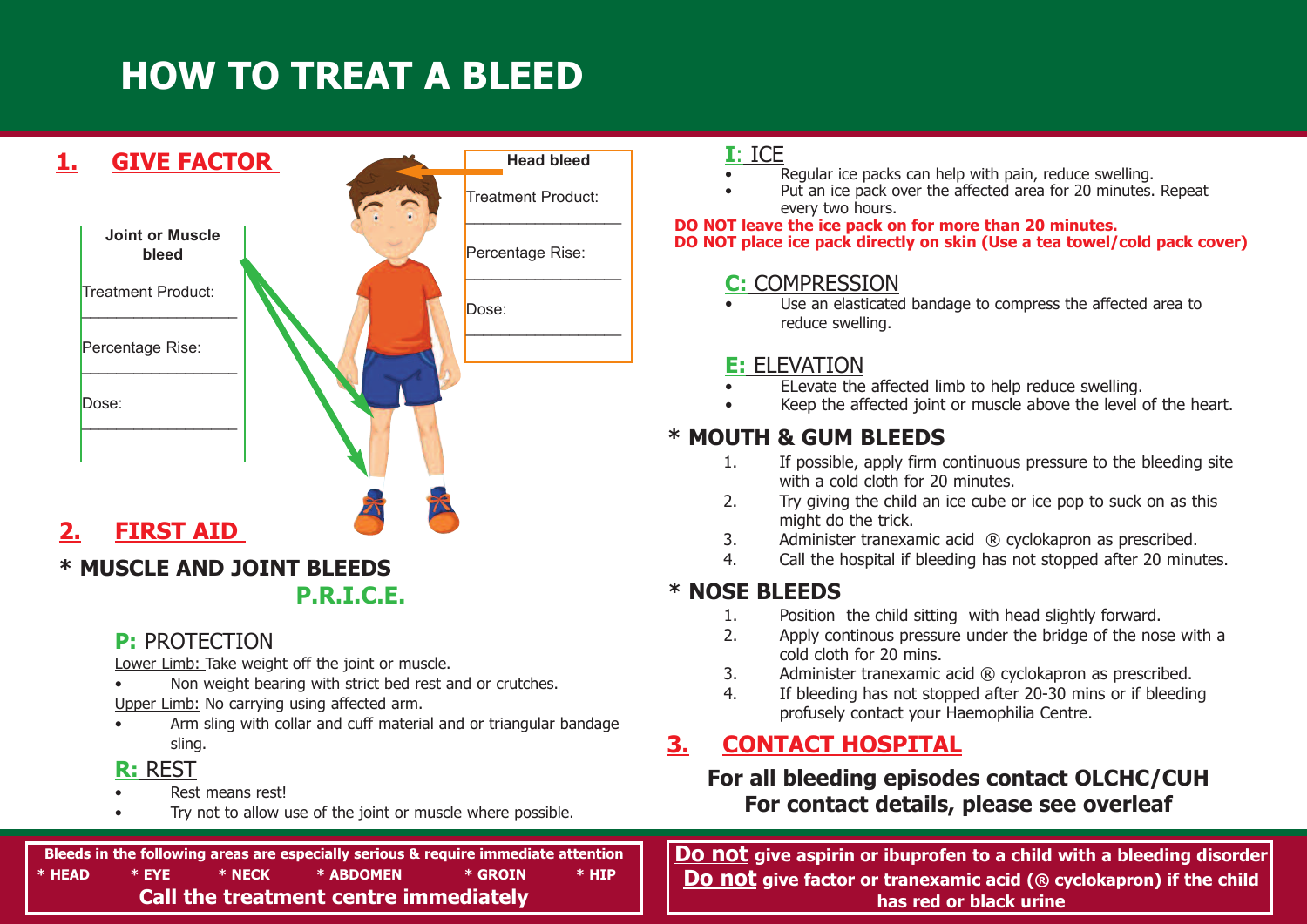# HOW TO TREAT A BLEED

## 1. GIVE FACTOR

**Joint or Muscle bleed**

Treatment Product: \_\_\_\_\_\_\_\_\_\_\_\_\_\_\_\_\_\_

Percentage Rise: \_\_\_\_\_\_\_\_\_\_\_\_\_\_\_\_\_\_

Dose: \_\_\_\_\_\_\_\_\_\_\_\_\_\_\_\_\_\_

**Head bleed**

Treatment Product: \_\_\_\_\_\_\_\_\_\_\_\_\_\_\_\_\_\_

Percentage Rise: \_\_\_\_\_\_\_\_\_\_\_\_\_\_\_\_\_\_

Dose: \_\_\_\_\_\_\_\_\_\_\_\_\_\_\_\_\_\_

## 2. FIRST AID

### * MUSCLE AND JOINT BLEEDS

**P.R.I.C.E.**

**P: PROTECTION**

Lower Limb: Take weight off the joint or muscle.

- Non weight bearing with strict bed rest and or crutches.

Upper Limb: No carrying using affected arm.

- Arm sling with collar and cuff material and or triangular bandage sling.

**R: REST**

- Rest means rest!
- Try not to allow use of the joint or muscle where possible.

**I: ICE**

- Regular ice packs can help with pain, reduce swelling.
- Put an ice pack over the affected area for 20 minutes. Repeat every two hours.

**DO NOT leave the ice pack on for more than 20 minutes.**
**DO NOT place ice pack directly on skin (Use a tea towel/cold pack cover)**

**C: COMPRESSION**

- Use an elasticated bandage to compress the affected area to reduce swelling.

**E: ELEVATION**

- ELevate the affected limb to help reduce swelling.
- Keep the affected joint or muscle above the level of the heart.

### * MOUTH & GUM BLEEDS

1. If possible, apply firm continuous pressure to the bleeding site with a cold cloth for 20 minutes.
2. Try giving the child an ice cube or ice pop to suck on as this might do the trick.
3. Administer tranexamic acid ® cyclokapron as prescribed.
4. Call the hospital if bleeding has not stopped after 20 minutes.

### * NOSE BLEEDS

1. Position the child sitting with head slightly forward.
2. Apply continous pressure under the bridge of the nose with a cold cloth for 20 mins.
3. Administer tranexamic acid ® cyclokapron as prescribed.
4. If bleeding has not stopped after 20-30 mins or if bleeding profusely contact your Haemophilia Centre.

## 3. CONTACT HOSPITAL

**For all bleeding episodes contact OLCHC/CUH**
**For contact details, please see overleaf**

**Bleeds in the following areas are especially serious & require immediate attention**
**\* HEAD \* EYE \* NECK \* ABDOMEN \* GROIN \* HIP**
**Call the treatment centre immediately**

**Do not give aspirin or ibuprofen to a child with a bleeding disorder**
**Do not give factor or tranexamic acid (® cyclokapron) if the child has red or black urine**